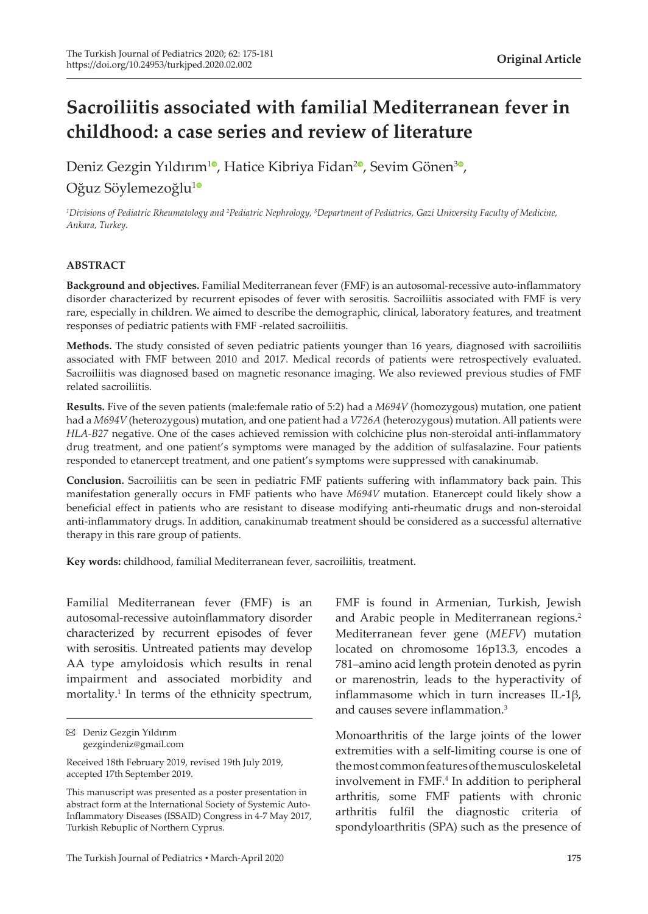**Original Article**

# Sacroiliitis associated with familial Mediterranean fever in childhood: a case series and review of literature

Deniz Gezgin Yıldırım[1], Hatice Kibriya Fidan[2], Sevim Gönen[3], Oğuz Söylemezoğlu[1]

[1]Divisions of Pediatric Rheumatology and [2]Pediatric Nephrology, [3]Department of Pediatrics, Gazi University Faculty of Medicine, Ankara, Turkey.

## ABSTRACT

**Background and objectives.** Familial Mediterranean fever (FMF) is an autosomal-recessive auto-inflammatory disorder characterized by recurrent episodes of fever with serositis. Sacroiliitis associated with FMF is very rare, especially in children. We aimed to describe the demographic, clinical, laboratory features, and treatment responses of pediatric patients with FMF -related sacroiliitis.

**Methods.** The study consisted of seven pediatric patients younger than 16 years, diagnosed with sacroiliitis associated with FMF between 2010 and 2017. Medical records of patients were retrospectively evaluated. Sacroiliitis was diagnosed based on magnetic resonance imaging. We also reviewed previous studies of FMF related sacroiliitis.

**Results.** Five of the seven patients (male:female ratio of 5:2) had a *M694V* (homozygous) mutation, one patient had a *M694V* (heterozygous) mutation, and one patient had a *V726A* (heterozygous) mutation. All patients were *HLA-B27* negative. One of the cases achieved remission with colchicine plus non-steroidal anti-inflammatory drug treatment, and one patient's symptoms were managed by the addition of sulfasalazine. Four patients responded to etanercept treatment, and one patient's symptoms were suppressed with canakinumab.

**Conclusion.** Sacroiliitis can be seen in pediatric FMF patients suffering with inflammatory back pain. This manifestation generally occurs in FMF patients who have *M694V* mutation. Etanercept could likely show a beneficial effect in patients who are resistant to disease modifying anti-rheumatic drugs and non-steroidal anti-inflammatory drugs. In addition, canakinumab treatment should be considered as a successful alternative therapy in this rare group of patients.

**Key words:** childhood, familial Mediterranean fever, sacroiliitis, treatment.

Familial Mediterranean fever (FMF) is an autosomal-recessive autoinflammatory disorder characterized by recurrent episodes of fever with serositis. Untreated patients may develop AA type amyloidosis which results in renal impairment and associated morbidity and mortality.[1] In terms of the ethnicity spectrum, FMF is found in Armenian, Turkish, Jewish and Arabic people in Mediterranean regions.[2] Mediterranean fever gene (*MEFV*) mutation located on chromosome 16p13.3, encodes a 781–amino acid length protein denoted as pyrin or marenostrin, leads to the hyperactivity of inflammasome which in turn increases IL-1β, and causes severe inflammation.[3]

Monoarthritis of the large joints of the lower extremities with a self-limiting course is one of the most common features of the musculoskeletal involvement in FMF.[4] In addition to peripheral arthritis, some FMF patients with chronic arthritis fulfil the diagnostic criteria of spondyloarthritis (SPA) such as the presence of

✉ Deniz Gezgin Yıldırım
gezgindeniz@gmail.com

Received 18th February 2019, revised 19th July 2019, accepted 17th September 2019.

This manuscript was presented as a poster presentation in abstract form at the International Society of Systemic Auto-Inflammatory Diseases (ISSAID) Congress in 4-7 May 2017, Turkish Rebuplic of Northern Cyprus.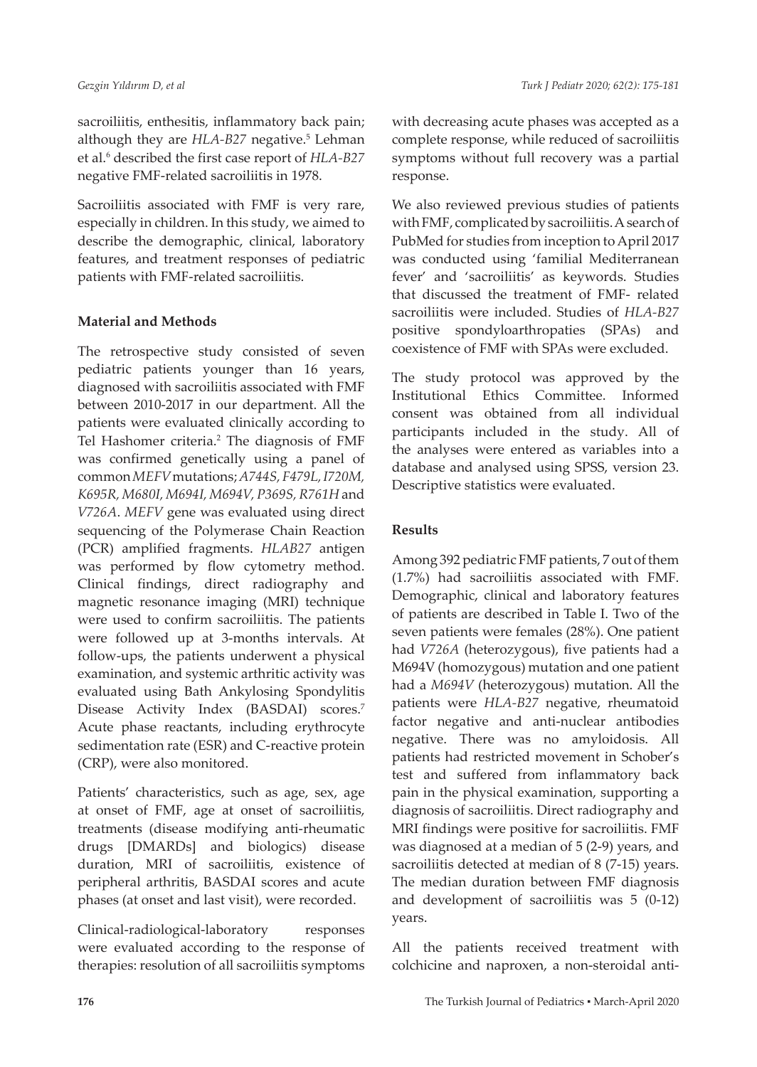sacroiliitis, enthesitis, inflammatory back pain; although they are *HLA-B27* negative.[5] Lehman et al.[6] described the first case report of *HLA-B27* negative FMF-related sacroiliitis in 1978.

Sacroiliitis associated with FMF is very rare, especially in children. In this study, we aimed to describe the demographic, clinical, laboratory features, and treatment responses of pediatric patients with FMF-related sacroiliitis.

## Material and Methods

The retrospective study consisted of seven pediatric patients younger than 16 years, diagnosed with sacroiliitis associated with FMF between 2010-2017 in our department. All the patients were evaluated clinically according to Tel Hashomer criteria.[2] The diagnosis of FMF was confirmed genetically using a panel of common *MEFV* mutations; *A744S, F479L, I720M, K695R, M680I, M694I, M694V, P369S, R761H* and *V726A*. *MEFV* gene was evaluated using direct sequencing of the Polymerase Chain Reaction (PCR) amplified fragments. *HLAB27* antigen was performed by flow cytometry method. Clinical findings, direct radiography and magnetic resonance imaging (MRI) technique were used to confirm sacroiliitis. The patients were followed up at 3-months intervals. At follow-ups, the patients underwent a physical examination, and systemic arthritic activity was evaluated using Bath Ankylosing Spondylitis Disease Activity Index (BASDAI) scores.[7] Acute phase reactants, including erythrocyte sedimentation rate (ESR) and C-reactive protein (CRP), were also monitored.

Patients' characteristics, such as age, sex, age at onset of FMF, age at onset of sacroiliitis, treatments (disease modifying anti-rheumatic drugs [DMARDs] and biologics) disease duration, MRI of sacroiliitis, existence of peripheral arthritis, BASDAI scores and acute phases (at onset and last visit), were recorded.

Clinical-radiological-laboratory responses were evaluated according to the response of therapies: resolution of all sacroiliitis symptoms with decreasing acute phases was accepted as a complete response, while reduced of sacroiliitis symptoms without full recovery was a partial response.

We also reviewed previous studies of patients with FMF, complicated by sacroiliitis. A search of PubMed for studies from inception to April 2017 was conducted using 'familial Mediterranean fever' and 'sacroiliitis' as keywords. Studies that discussed the treatment of FMF- related sacroiliitis were included. Studies of *HLA-B27* positive spondyloarthropaties (SPAs) and coexistence of FMF with SPAs were excluded.

The study protocol was approved by the Institutional Ethics Committee. Informed consent was obtained from all individual participants included in the study. All of the analyses were entered as variables into a database and analysed using SPSS, version 23. Descriptive statistics were evaluated.

## Results

Among 392 pediatric FMF patients, 7 out of them (1.7%) had sacroiliitis associated with FMF. Demographic, clinical and laboratory features of patients are described in Table I. Two of the seven patients were females (28%). One patient had *V726A* (heterozygous), five patients had a M694V (homozygous) mutation and one patient had a *M694V* (heterozygous) mutation. All the patients were *HLA-B27* negative, rheumatoid factor negative and anti-nuclear antibodies negative. There was no amyloidosis. All patients had restricted movement in Schober's test and suffered from inflammatory back pain in the physical examination, supporting a diagnosis of sacroiliitis. Direct radiography and MRI findings were positive for sacroiliitis. FMF was diagnosed at a median of 5 (2-9) years, and sacroiliitis detected at median of 8 (7-15) years. The median duration between FMF diagnosis and development of sacroiliitis was 5 (0-12) years.

All the patients received treatment with colchicine and naproxen, a non-steroidal anti-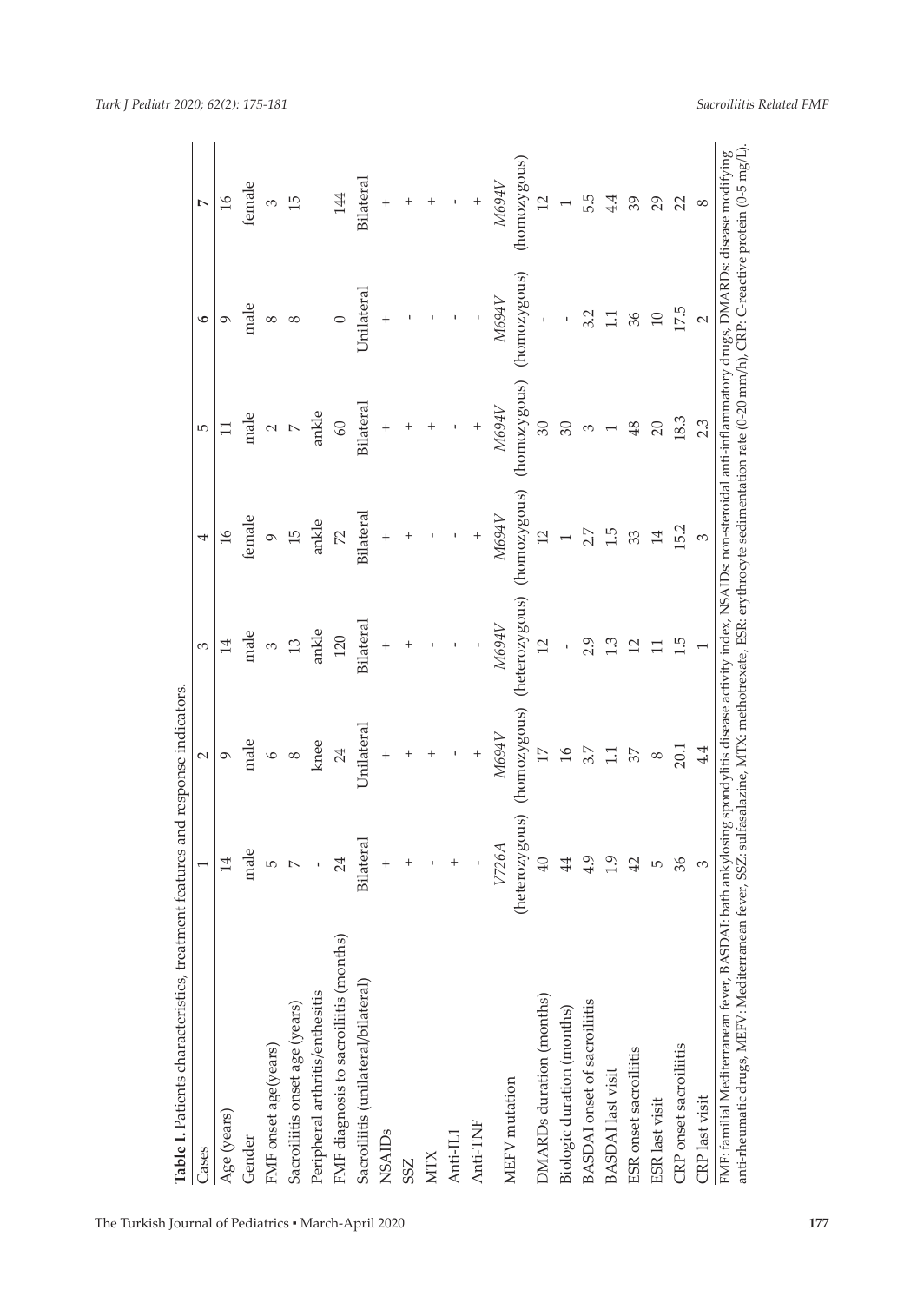**Table I.** Patients characteristics, treatment features and response indicators.

| Cases | 1 | 2 | 3 | 4 | 5 | 6 | 7 |
|---|---|---|---|---|---|---|---|
| Age (years) | 14 | 9 | 14 | 16 | 11 | 9 | 16 |
| Gender | male | male | male | female | male | male | female |
| FMF onset age(years) | 5 | 6 | 3 | 9 | 2 | 8 | 3 |
| Sacroiliitis onset age (years) | 7 | 8 | 13 | 15 | 7 | 8 | 15 |
| Peripheral arthritis/enthesitis | - | knee | ankle | ankle | ankle | | |
| FMF diagnosis to sacroiliitis (months) | 24 | 24 | 120 | 72 | 60 | 0 | 144 |
| Sacroiliitis (unilateral/bilateral) | Bilateral | Unilateral | Bilateral | Bilateral | Bilateral | Unilateral | Bilateral |
| NSAIDs | + | + | + | + | + | + | + |
| SSZ | + | + | + | + | + | - | + |
| MTX | - | + | - | - | + | - | + |
| Anti-IL1 | + | - | - | - | - | - | - |
| Anti-TNF | - | + | - | + | + | - | + |
| MEFV mutation | *V726A* (heterozygous) | *M694V* (homozygous) | *M694V* (heterozygous) | *M694V* (homozygous) | *M694V* (homozygous) | *M694V* (homozygous) | *M694V* (homozygous) |
| DMARDs duration (months) | 40 | 17 | 12 | 12 | 30 | - | 12 |
| Biologic duration (months) | 44 | 16 | - | 1 | 30 | - | 1 |
| BASDAI onset of sacroiliitis | 4.9 | 3.7 | 2.9 | 2.7 | 3 | 3.2 | 5.5 |
| BASDAI last visit | 1.9 | 1.1 | 1.3 | 1.5 | 1 | 1.1 | 4.4 |
| ESR onset sacroiliitis | 42 | 37 | 12 | 33 | 48 | 36 | 39 |
| ESR last visit | 5 | 8 | 11 | 14 | 20 | 10 | 29 |
| CRP onset sacroiliitis | 36 | 20.1 | 1.5 | 15.2 | 18.3 | 17.5 | 22 |
| CRP last visit | 3 | 4.4 | 1 | 3 | 2.3 | 2 | 8 |

FMF: familial Mediterranean fever, BASDAI: bath ankylosing spondylitis disease activity index, NSAIDs: non-steroidal anti-inflammatory drugs, DMARDs: disease modifying anti-rheumatic drugs, MEFV: Mediterranean fever, SSZ: sulfasalazine, MTX: methotrexate, ESR: erythrocyte sedimentation rate (0-20 mm/h), CRP: C-reactive protein (0-5 mg/L).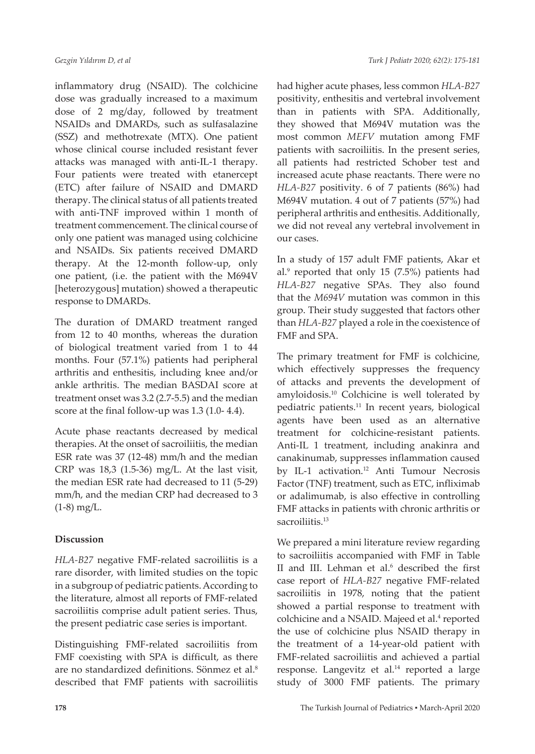inflammatory drug (NSAID). The colchicine dose was gradually increased to a maximum dose of 2 mg/day, followed by treatment NSAIDs and DMARDs, such as sulfasalazine (SSZ) and methotrexate (MTX). One patient whose clinical course included resistant fever attacks was managed with anti-IL-1 therapy. Four patients were treated with etanercept (ETC) after failure of NSAID and DMARD therapy. The clinical status of all patients treated with anti-TNF improved within 1 month of treatment commencement. The clinical course of only one patient was managed using colchicine and NSAIDs. Six patients received DMARD therapy. At the 12-month follow-up, only one patient, (i.e. the patient with the M694V [heterozygous] mutation) showed a therapeutic response to DMARDs.

The duration of DMARD treatment ranged from 12 to 40 months, whereas the duration of biological treatment varied from 1 to 44 months. Four (57.1%) patients had peripheral arthritis and enthesitis, including knee and/or ankle arthritis. The median BASDAI score at treatment onset was 3.2 (2.7-5.5) and the median score at the final follow-up was 1.3 (1.0- 4.4).

Acute phase reactants decreased by medical therapies. At the onset of sacroiliitis, the median ESR rate was 37 (12-48) mm/h and the median CRP was 18,3 (1.5-36) mg/L. At the last visit, the median ESR rate had decreased to 11 (5-29) mm/h, and the median CRP had decreased to 3 (1-8) mg/L.

## Discussion

*HLA-B27* negative FMF-related sacroiliitis is a rare disorder, with limited studies on the topic in a subgroup of pediatric patients. According to the literature, almost all reports of FMF-related sacroiliitis comprise adult patient series. Thus, the present pediatric case series is important.

Distinguishing FMF-related sacroiliitis from FMF coexisting with SPA is difficult, as there are no standardized definitions. Sönmez et al.[8] described that FMF patients with sacroiliitis had higher acute phases, less common *HLA-B27* positivity, enthesitis and vertebral involvement than in patients with SPA. Additionally, they showed that M694V mutation was the most common *MEFV* mutation among FMF patients with sacroiliitis. In the present series, all patients had restricted Schober test and increased acute phase reactants. There were no *HLA-B27* positivity. 6 of 7 patients (86%) had M694V mutation. 4 out of 7 patients (57%) had peripheral arthritis and enthesitis. Additionally, we did not reveal any vertebral involvement in our cases.

In a study of 157 adult FMF patients, Akar et al.[9] reported that only 15 (7.5%) patients had *HLA-B27* negative SPAs. They also found that the *M694V* mutation was common in this group. Their study suggested that factors other than *HLA-B27* played a role in the coexistence of FMF and SPA.

The primary treatment for FMF is colchicine, which effectively suppresses the frequency of attacks and prevents the development of amyloidosis.[10] Colchicine is well tolerated by pediatric patients.[11] In recent years, biological agents have been used as an alternative treatment for colchicine-resistant patients. Anti-IL 1 treatment, including anakinra and canakinumab, suppresses inflammation caused by IL-1 activation.[12] Anti Tumour Necrosis Factor (TNF) treatment, such as ETC, infliximab or adalimumab, is also effective in controlling FMF attacks in patients with chronic arthritis or sacroiliitis.[13]

We prepared a mini literature review regarding to sacroiliitis accompanied with FMF in Table II and III. Lehman et al.[6] described the first case report of *HLA-B27* negative FMF-related sacroiliitis in 1978, noting that the patient showed a partial response to treatment with colchicine and a NSAID. Majeed et al.[4] reported the use of colchicine plus NSAID therapy in the treatment of a 14-year-old patient with FMF-related sacroiliitis and achieved a partial response. Langevitz et al.[14] reported a large study of 3000 FMF patients. The primary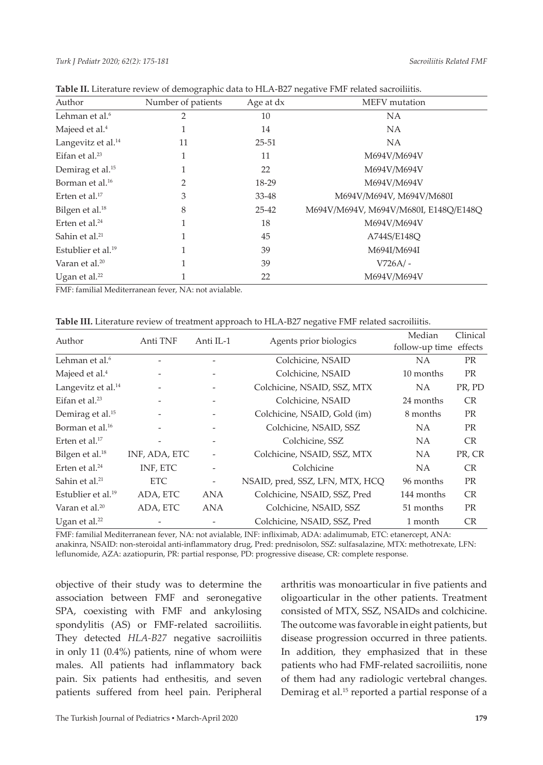**Table II.** Literature review of demographic data to HLA-B27 negative FMF related sacroiliitis.

| Author | Number of patients | Age at dx | MEFV mutation |
|---|---|---|---|
| Lehman et al.[6] | 2 | 10 | NA |
| Majeed et al.[4] | 1 | 14 | NA |
| Langevitz et al.[14] | 11 | 25-51 | NA |
| Eifan et al.[23] | 1 | 11 | M694V/M694V |
| Demirag et al.[15] | 1 | 22 | M694V/M694V |
| Borman et al.[16] | 2 | 18-29 | M694V/M694V |
| Erten et al.[17] | 3 | 33-48 | M694V/M694V, M694V/M680I |
| Bilgen et al.[18] | 8 | 25-42 | M694V/M694V, M694V/M680I, E148Q/E148Q |
| Erten et al.[24] | 1 | 18 | M694V/M694V |
| Sahin et al.[21] | 1 | 45 | A744S/E148Q |
| Estublier et al.[19] | 1 | 39 | M694I/M694I |
| Varan et al.[20] | 1 | 39 | V726A/ - |
| Ugan et al.[22] | 1 | 22 | M694V/M694V |

FMF: familial Mediterranean fever, NA: not avialable.

**Table III.** Literature review of treatment approach to HLA-B27 negative FMF related sacroiliitis.

| Author | Anti TNF | Anti IL-1 | Agents prior biologics | Median follow-up time | Clinical effects |
|---|---|---|---|---|---|
| Lehman et al.[6] | - | - | Colchicine, NSAID | NA | PR |
| Majeed et al.[4] | - | - | Colchicine, NSAID | 10 months | PR |
| Langevitz et al.[14] | - | - | Colchicine, NSAID, SSZ, MTX | NA | PR, PD |
| Eifan et al.[23] | - | - | Colchicine, NSAID | 24 months | CR |
| Demirag et al.[15] | - | - | Colchicine, NSAID, Gold (im) | 8 months | PR |
| Borman et al.[16] | - | - | Colchicine, NSAID, SSZ | NA | PR |
| Erten et al.[17] | - | - | Colchicine, SSZ | NA | CR |
| Bilgen et al.[18] | INF, ADA, ETC | - | Colchicine, NSAID, SSZ, MTX | NA | PR, CR |
| Erten et al.[24] | INF, ETC | - | Colchicine | NA | CR |
| Sahin et al.[21] | ETC | - | NSAID, pred, SSZ, LFN, MTX, HCQ | 96 months | PR |
| Estublier et al.[19] | ADA, ETC | ANA | Colchicine, NSAID, SSZ, Pred | 144 months | CR |
| Varan et al.[20] | ADA, ETC | ANA | Colchicine, NSAID, SSZ | 51 months | PR |
| Ugan et al.[22] | - | - | Colchicine, NSAID, SSZ, Pred | 1 month | CR |

FMF: familial Mediterranean fever, NA: not avialable, INF: infliximab, ADA: adalimumab, ETC: etanercept, ANA: anakinra, NSAID: non-steroidal anti-inflammatory drug, Pred: prednisolon, SSZ: sulfasalazine, MTX: methotrexate, LFN: leflunomide, AZA: azatiopurin, PR: partial response, PD: progressive disease, CR: complete response.

objective of their study was to determine the association between FMF and seronegative SPA, coexisting with FMF and ankylosing spondylitis (AS) or FMF-related sacroiliitis. They detected *HLA-B27* negative sacroiliitis in only 11 (0.4%) patients, nine of whom were males. All patients had inflammatory back pain. Six patients had enthesitis, and seven patients suffered from heel pain. Peripheral arthritis was monoarticular in five patients and oligoarticular in the other patients. Treatment consisted of MTX, SSZ, NSAIDs and colchicine. The outcome was favorable in eight patients, but disease progression occurred in three patients. In addition, they emphasized that in these patients who had FMF-related sacroiliitis, none of them had any radiologic vertebral changes. Demirag et al.[15] reported a partial response of a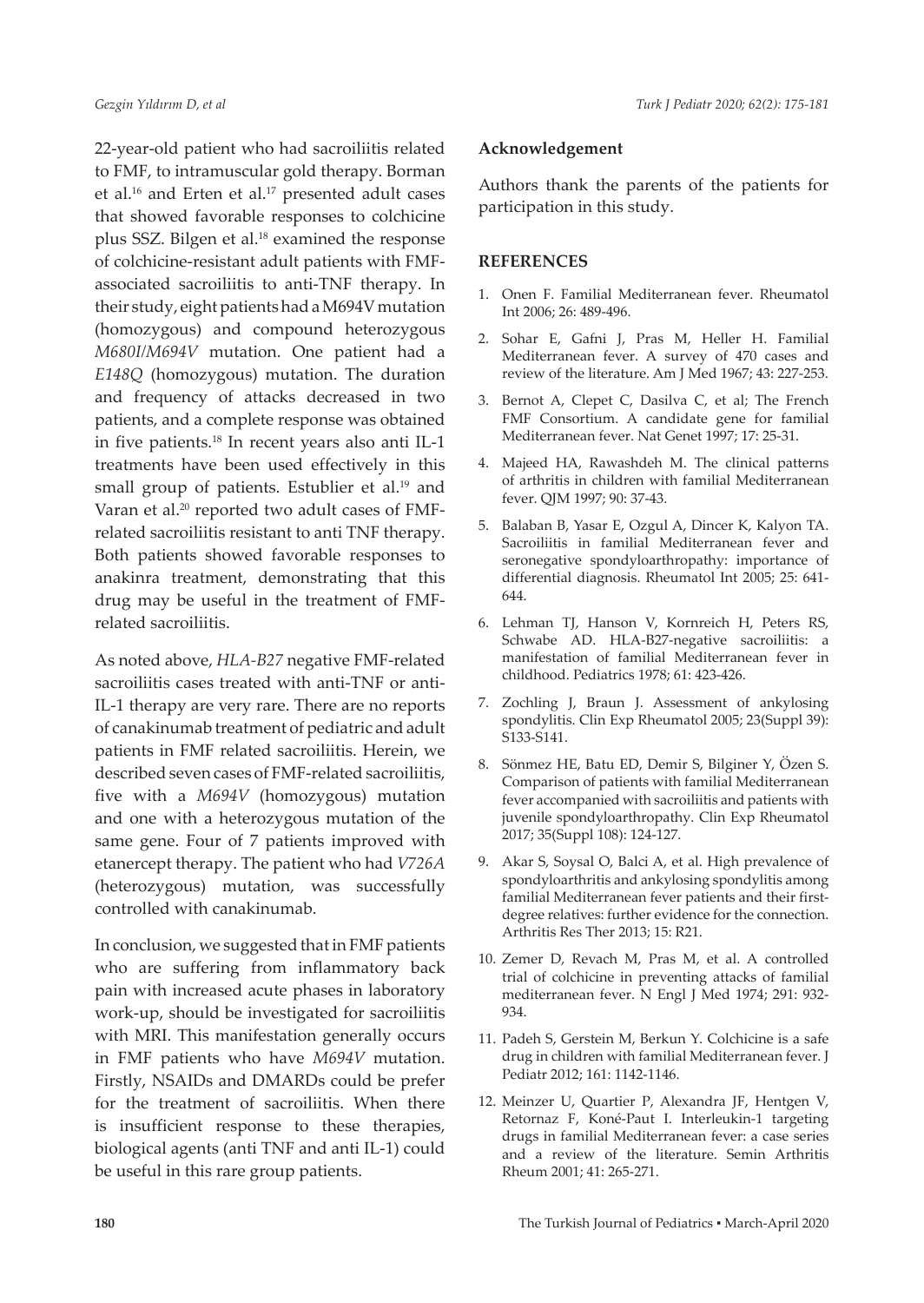22-year-old patient who had sacroiliitis related to FMF, to intramuscular gold therapy. Borman et al.[16] and Erten et al.[17] presented adult cases that showed favorable responses to colchicine plus SSZ. Bilgen et al.[18] examined the response of colchicine-resistant adult patients with FMF-associated sacroiliitis to anti-TNF therapy. In their study, eight patients had a M694V mutation (homozygous) and compound heterozygous *M680I/M694V* mutation. One patient had a *E148Q* (homozygous) mutation. The duration and frequency of attacks decreased in two patients, and a complete response was obtained in five patients.[18] In recent years also anti IL-1 treatments have been used effectively in this small group of patients. Estublier et al.[19] and Varan et al.[20] reported two adult cases of FMF-related sacroiliitis resistant to anti TNF therapy. Both patients showed favorable responses to anakinra treatment, demonstrating that this drug may be useful in the treatment of FMF-related sacroiliitis.

As noted above, *HLA-B27* negative FMF-related sacroiliitis cases treated with anti-TNF or anti-IL-1 therapy are very rare. There are no reports of canakinumab treatment of pediatric and adult patients in FMF related sacroiliitis. Herein, we described seven cases of FMF-related sacroiliitis, five with a *M694V* (homozygous) mutation and one with a heterozygous mutation of the same gene. Four of 7 patients improved with etanercept therapy. The patient who had *V726A* (heterozygous) mutation, was successfully controlled with canakinumab.

In conclusion, we suggested that in FMF patients who are suffering from inflammatory back pain with increased acute phases in laboratory work-up, should be investigated for sacroiliitis with MRI. This manifestation generally occurs in FMF patients who have *M694V* mutation. Firstly, NSAIDs and DMARDs could be prefer for the treatment of sacroiliitis. When there is insufficient response to these therapies, biological agents (anti TNF and anti IL-1) could be useful in this rare group patients.

### Acknowledgement

Authors thank the parents of the patients for participation in this study.

## REFERENCES

1. Onen F. Familial Mediterranean fever. Rheumatol Int 2006; 26: 489-496.
2. Sohar E, Gafni J, Pras M, Heller H. Familial Mediterranean fever. A survey of 470 cases and review of the literature. Am J Med 1967; 43: 227-253.
3. Bernot A, Clepet C, Dasilva C, et al; The French FMF Consortium. A candidate gene for familial Mediterranean fever. Nat Genet 1997; 17: 25-31.
4. Majeed HA, Rawashdeh M. The clinical patterns of arthritis in children with familial Mediterranean fever. QJM 1997; 90: 37-43.
5. Balaban B, Yasar E, Ozgul A, Dincer K, Kalyon TA. Sacroiliitis in familial Mediterranean fever and seronegative spondyloarthropathy: importance of differential diagnosis. Rheumatol Int 2005; 25: 641-644.
6. Lehman TJ, Hanson V, Kornreich H, Peters RS, Schwabe AD. HLA-B27-negative sacroiliitis: a manifestation of familial Mediterranean fever in childhood. Pediatrics 1978; 61: 423-426.
7. Zochling J, Braun J. Assessment of ankylosing spondylitis. Clin Exp Rheumatol 2005; 23(Suppl 39): S133-S141.
8. Sönmez HE, Batu ED, Demir S, Bilginer Y, Özen S. Comparison of patients with familial Mediterranean fever accompanied with sacroiliitis and patients with juvenile spondyloarthropathy. Clin Exp Rheumatol 2017; 35(Suppl 108): 124-127.
9. Akar S, Soysal O, Balci A, et al. High prevalence of spondyloarthritis and ankylosing spondylitis among familial Mediterranean fever patients and their first-degree relatives: further evidence for the connection. Arthritis Res Ther 2013; 15: R21.
10. Zemer D, Revach M, Pras M, et al. A controlled trial of colchicine in preventing attacks of familial mediterranean fever. N Engl J Med 1974; 291: 932-934.
11. Padeh S, Gerstein M, Berkun Y. Colchicine is a safe drug in children with familial Mediterranean fever. J Pediatr 2012; 161: 1142-1146.
12. Meinzer U, Quartier P, Alexandra JF, Hentgen V, Retornaz F, Koné-Paut I. Interleukin-1 targeting drugs in familial Mediterranean fever: a case series and a review of the literature. Semin Arthritis Rheum 2001; 41: 265-271.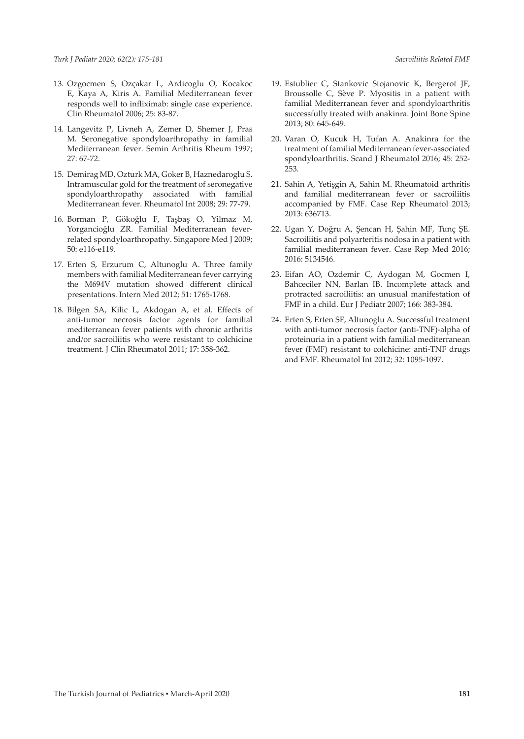13. Ozgocmen S, Ozçakar L, Ardicoglu O, Kocakoc E, Kaya A, Kiris A. Familial Mediterranean fever responds well to infliximab: single case experience. Clin Rheumatol 2006; 25: 83-87.
14. Langevitz P, Livneh A, Zemer D, Shemer J, Pras M. Seronegative spondyloarthropathy in familial Mediterranean fever. Semin Arthritis Rheum 1997; 27: 67-72.
15. Demirag MD, Ozturk MA, Goker B, Haznedaroglu S. Intramuscular gold for the treatment of seronegative spondyloarthropathy associated with familial Mediterranean fever. Rheumatol Int 2008; 29: 77-79.
16. Borman P, Gökoğlu F, Taşbaş O, Yilmaz M, Yorgancioğlu ZR. Familial Mediterranean fever-related spondyloarthropathy. Singapore Med J 2009; 50: e116-e119.
17. Erten S, Erzurum C, Altunoglu A. Three family members with familial Mediterranean fever carrying the M694V mutation showed different clinical presentations. Intern Med 2012; 51: 1765-1768.
18. Bilgen SA, Kilic L, Akdogan A, et al. Effects of anti-tumor necrosis factor agents for familial mediterranean fever patients with chronic arthritis and/or sacroiliitis who were resistant to colchicine treatment. J Clin Rheumatol 2011; 17: 358-362.
19. Estublier C, Stankovic Stojanovic K, Bergerot JF, Broussolle C, Sève P. Myositis in a patient with familial Mediterranean fever and spondyloarthritis successfully treated with anakinra. Joint Bone Spine 2013; 80: 645-649.
20. Varan O, Kucuk H, Tufan A. Anakinra for the treatment of familial Mediterranean fever-associated spondyloarthritis. Scand J Rheumatol 2016; 45: 252-253.
21. Sahin A, Yetişgin A, Sahin M. Rheumatoid arthritis and familial mediterranean fever or sacroiliitis accompanied by FMF. Case Rep Rheumatol 2013; 2013: 636713.
22. Ugan Y, Doğru A, Şencan H, Şahin MF, Tunç ŞE. Sacroiliitis and polyarteritis nodosa in a patient with familial mediterranean fever. Case Rep Med 2016; 2016: 5134546.
23. Eifan AO, Ozdemir C, Aydogan M, Gocmen I, Bahceciler NN, Barlan IB. Incomplete attack and protracted sacroiliitis: an unusual manifestation of FMF in a child. Eur J Pediatr 2007; 166: 383-384.
24. Erten S, Erten SF, Altunoglu A. Successful treatment with anti-tumor necrosis factor (anti-TNF)-alpha of proteinuria in a patient with familial mediterranean fever (FMF) resistant to colchicine: anti-TNF drugs and FMF. Rheumatol Int 2012; 32: 1095-1097.